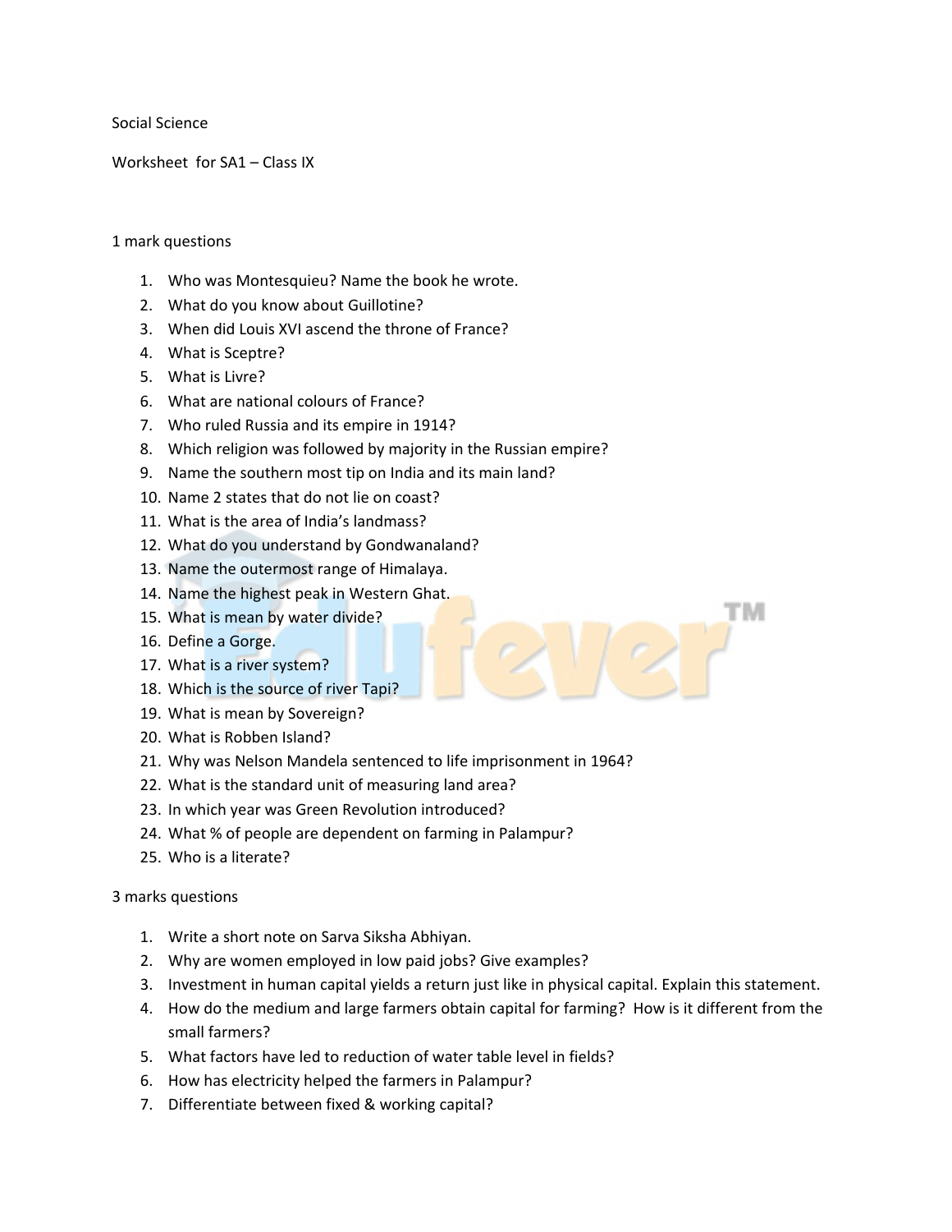Social Science

Worksheet for SA1 – Class IX

1 mark questions

1. Who was Montesquieu? Name the book he wrote.
2. What do you know about Guillotine?
3. When did Louis XVI ascend the throne of France?
4. What is Sceptre?
5. What is Livre?
6. What are national colours of France?
7. Who ruled Russia and its empire in 1914?
8. Which religion was followed by majority in the Russian empire?
9. Name the southern most tip on India and its main land?
10. Name 2 states that do not lie on coast?
11. What is the area of India's landmass?
12. What do you understand by Gondwanaland?
13. Name the outermost range of Himalaya.
14. Name the highest peak in Western Ghat.
15. What is mean by water divide?
16. Define a Gorge.
17. What is a river system?
18. Which is the source of river Tapi?
19. What is mean by Sovereign?
20. What is Robben Island?
21. Why was Nelson Mandela sentenced to life imprisonment in 1964?
22. What is the standard unit of measuring land area?
23. In which year was Green Revolution introduced?
24. What % of people are dependent on farming in Palampur?
25. Who is a literate?

3 marks questions

1. Write a short note on Sarva Siksha Abhiyan.
2. Why are women employed in low paid jobs? Give examples?
3. Investment in human capital yields a return just like in physical capital. Explain this statement.
4. How do the medium and large farmers obtain capital for farming? How is it different from the small farmers?
5. What factors have led to reduction of water table level in fields?
6. How has electricity helped the farmers in Palampur?
7. Differentiate between fixed & working capital?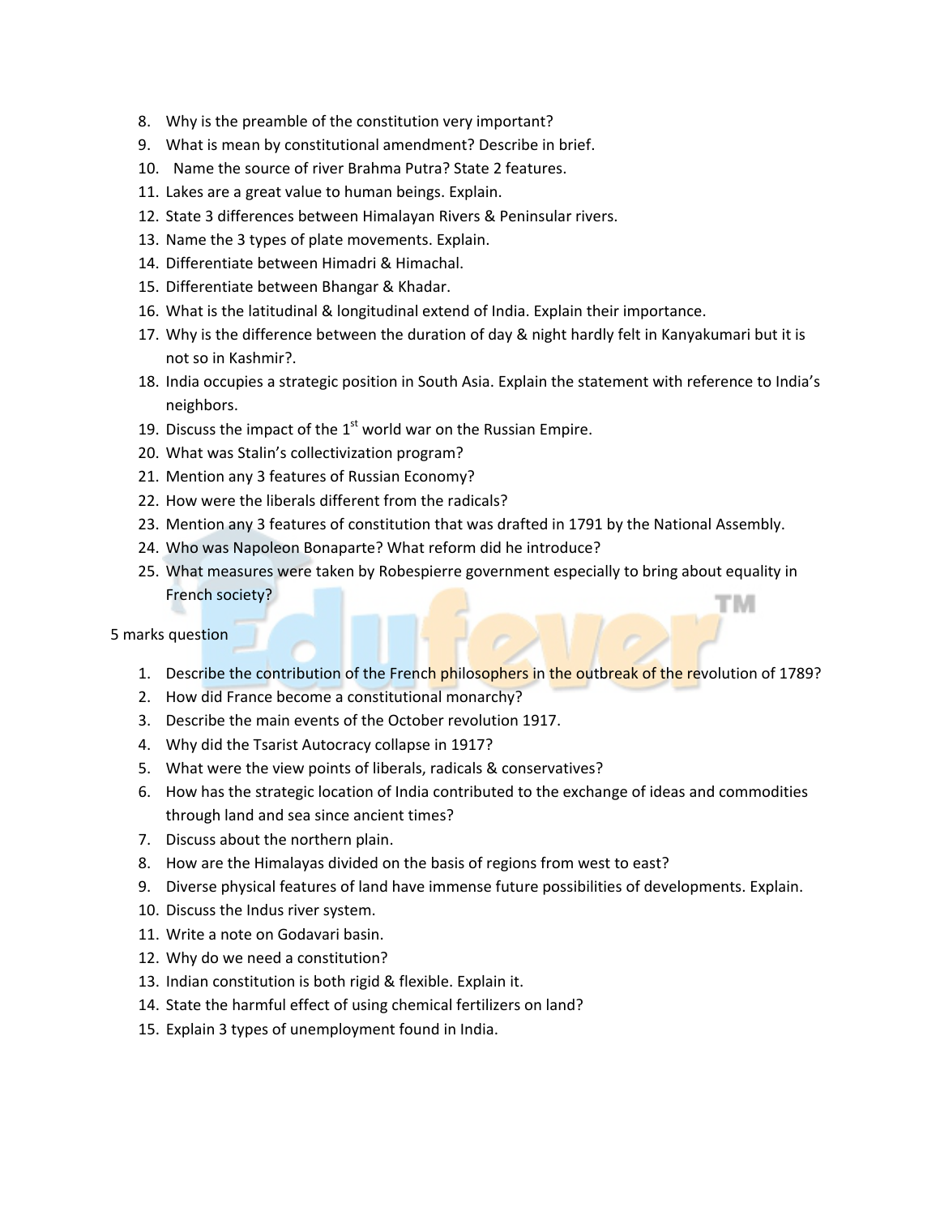8. Why is the preamble of the constitution very important?
9. What is mean by constitutional amendment? Describe in brief.
10. Name the source of river Brahma Putra? State 2 features.
11. Lakes are a great value to human beings. Explain.
12. State 3 differences between Himalayan Rivers & Peninsular rivers.
13. Name the 3 types of plate movements. Explain.
14. Differentiate between Himadri & Himachal.
15. Differentiate between Bhangar & Khadar.
16. What is the latitudinal & longitudinal extend of India. Explain their importance.
17. Why is the difference between the duration of day & night hardly felt in Kanyakumari but it is not so in Kashmir?.
18. India occupies a strategic position in South Asia. Explain the statement with reference to India's neighbors.
19. Discuss the impact of the 1st world war on the Russian Empire.
20. What was Stalin's collectivization program?
21. Mention any 3 features of Russian Economy?
22. How were the liberals different from the radicals?
23. Mention any 3 features of constitution that was drafted in 1791 by the National Assembly.
24. Who was Napoleon Bonaparte? What reform did he introduce?
25. What measures were taken by Robespierre government especially to bring about equality in French society?

5 marks question

1. Describe the contribution of the French philosophers in the outbreak of the revolution of 1789?
2. How did France become a constitutional monarchy?
3. Describe the main events of the October revolution 1917.
4. Why did the Tsarist Autocracy collapse in 1917?
5. What were the view points of liberals, radicals & conservatives?
6. How has the strategic location of India contributed to the exchange of ideas and commodities through land and sea since ancient times?
7. Discuss about the northern plain.
8. How are the Himalayas divided on the basis of regions from west to east?
9. Diverse physical features of land have immense future possibilities of developments. Explain.
10. Discuss the Indus river system.
11. Write a note on Godavari basin.
12. Why do we need a constitution?
13. Indian constitution is both rigid & flexible. Explain it.
14. State the harmful effect of using chemical fertilizers on land?
15. Explain 3 types of unemployment found in India.